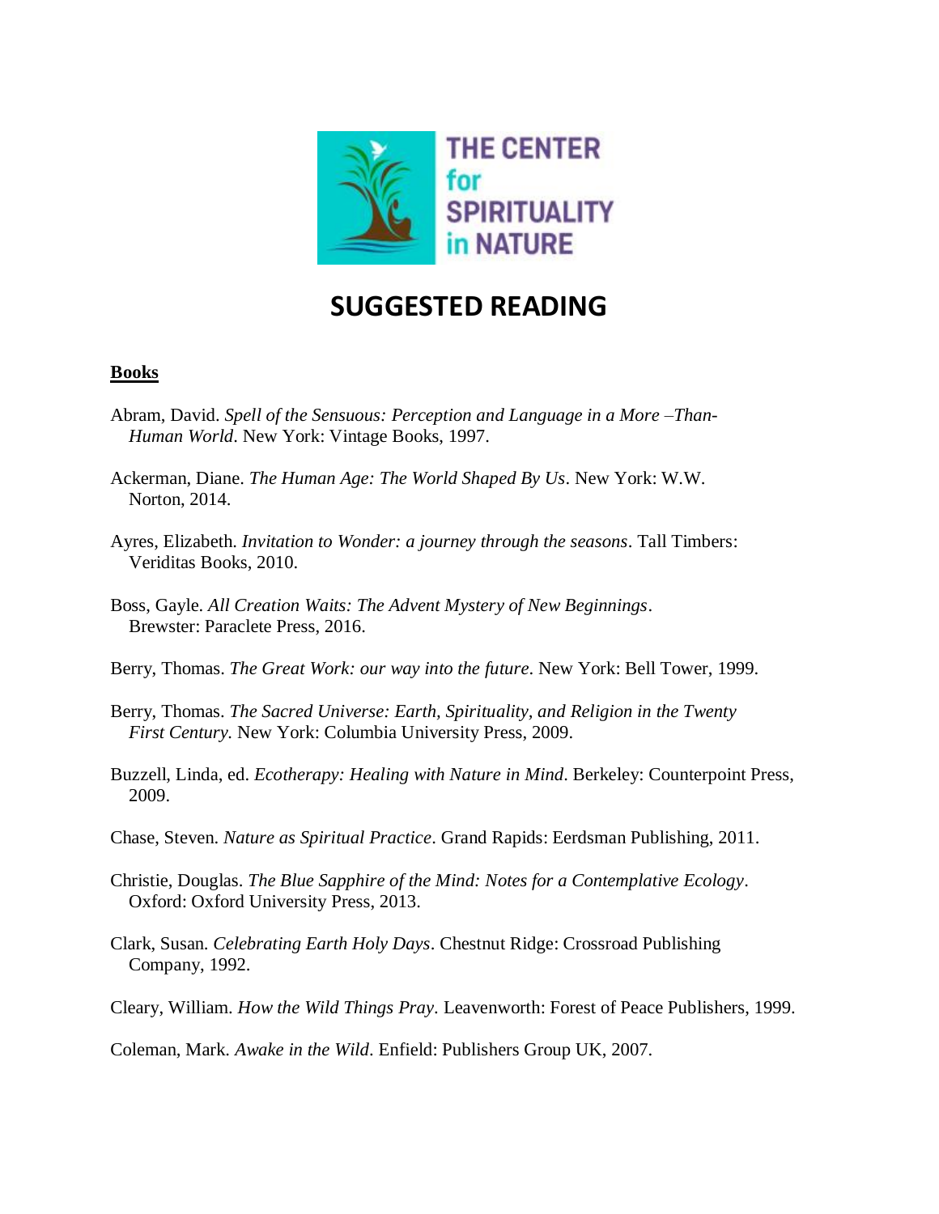THE CENTER for SPIRITUALITY in NATURE

# SUGGESTED READING

## Books

Abram, David. *Spell of the Sensuous: Perception and Language in a More –Than-Human World*. New York: Vintage Books, 1997.

Ackerman, Diane. *The Human Age: The World Shaped By Us*. New York: W.W. Norton, 2014.

Ayres, Elizabeth. *Invitation to Wonder: a journey through the seasons*. Tall Timbers: Veriditas Books, 2010.

Boss, Gayle. *All Creation Waits: The Advent Mystery of New Beginnings*. Brewster: Paraclete Press, 2016.

Berry, Thomas. *The Great Work: our way into the future*. New York: Bell Tower, 1999.

Berry, Thomas. *The Sacred Universe: Earth, Spirituality, and Religion in the Twenty First Century.* New York: Columbia University Press, 2009.

Buzzell, Linda, ed. *Ecotherapy: Healing with Nature in Mind*. Berkeley: Counterpoint Press, 2009.

Chase, Steven. *Nature as Spiritual Practice*. Grand Rapids: Eerdsman Publishing, 2011.

Christie, Douglas. *The Blue Sapphire of the Mind: Notes for a Contemplative Ecology*. Oxford: Oxford University Press, 2013.

Clark, Susan. *Celebrating Earth Holy Days*. Chestnut Ridge: Crossroad Publishing Company, 1992.

Cleary, William. *How the Wild Things Pray*. Leavenworth: Forest of Peace Publishers, 1999.

Coleman, Mark. *Awake in the Wild*. Enfield: Publishers Group UK, 2007.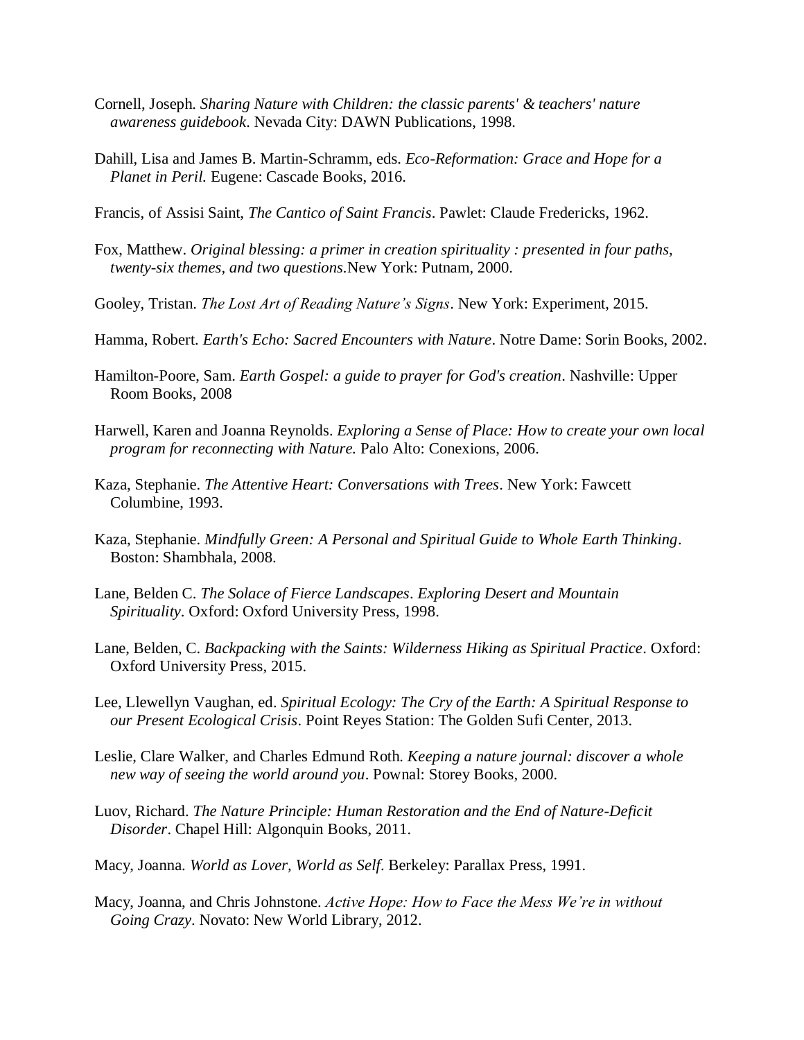Cornell, Joseph. *Sharing Nature with Children: the classic parents' & teachers' nature awareness guidebook*. Nevada City: DAWN Publications, 1998.

Dahill, Lisa and James B. Martin-Schramm, eds. *Eco-Reformation: Grace and Hope for a Planet in Peril.* Eugene: Cascade Books, 2016.

Francis, of Assisi Saint, *The Cantico of Saint Francis*. Pawlet: Claude Fredericks, 1962.

Fox, Matthew. *Original blessing: a primer in creation spirituality : presented in four paths, twenty-six themes, and two questions*.New York: Putnam, 2000.

Gooley, Tristan. *The Lost Art of Reading Nature's Signs*. New York: Experiment, 2015.

Hamma, Robert. *Earth's Echo: Sacred Encounters with Nature*. Notre Dame: Sorin Books, 2002.

Hamilton-Poore, Sam. *Earth Gospel: a guide to prayer for God's creation*. Nashville: Upper Room Books, 2008

Harwell, Karen and Joanna Reynolds. *Exploring a Sense of Place: How to create your own local program for reconnecting with Nature.* Palo Alto: Conexions, 2006.

Kaza, Stephanie. *The Attentive Heart: Conversations with Trees*. New York: Fawcett Columbine, 1993.

Kaza, Stephanie. *Mindfully Green: A Personal and Spiritual Guide to Whole Earth Thinking*. Boston: Shambhala, 2008.

Lane, Belden C. *The Solace of Fierce Landscapes*. *Exploring Desert and Mountain Spirituality*. Oxford: Oxford University Press, 1998.

Lane, Belden, C. *Backpacking with the Saints: Wilderness Hiking as Spiritual Practice*. Oxford: Oxford University Press, 2015.

Lee, Llewellyn Vaughan, ed. *Spiritual Ecology: The Cry of the Earth: A Spiritual Response to our Present Ecological Crisis*. Point Reyes Station: The Golden Sufi Center, 2013.

Leslie, Clare Walker, and Charles Edmund Roth. *Keeping a nature journal: discover a whole new way of seeing the world around you*. Pownal: Storey Books, 2000.

Luov, Richard. *The Nature Principle: Human Restoration and the End of Nature-Deficit Disorder*. Chapel Hill: Algonquin Books, 2011.

Macy, Joanna. *World as Lover, World as Self*. Berkeley: Parallax Press, 1991.

Macy, Joanna, and Chris Johnstone. *Active Hope: How to Face the Mess We're in without Going Crazy*. Novato: New World Library, 2012.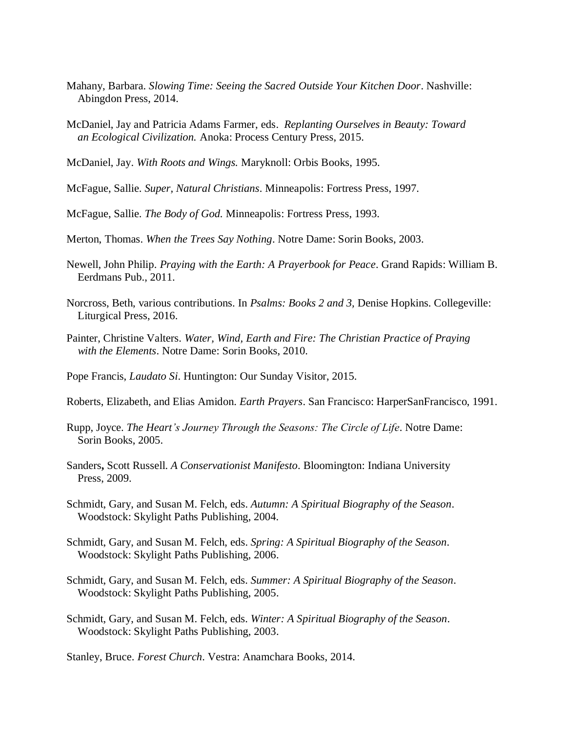Mahany, Barbara. *Slowing Time: Seeing the Sacred Outside Your Kitchen Door*. Nashville: Abingdon Press, 2014.

McDaniel, Jay and Patricia Adams Farmer, eds. *Replanting Ourselves in Beauty: Toward an Ecological Civilization.* Anoka: Process Century Press, 2015.

McDaniel, Jay. *With Roots and Wings.* Maryknoll: Orbis Books, 1995.

McFague, Sallie. *Super, Natural Christians*. Minneapolis: Fortress Press, 1997.

McFague, Sallie. *The Body of God.* Minneapolis: Fortress Press, 1993.

Merton, Thomas. *When the Trees Say Nothing*. Notre Dame: Sorin Books, 2003.

Newell, John Philip. *Praying with the Earth: A Prayerbook for Peace*. Grand Rapids: William B. Eerdmans Pub., 2011.

Norcross, Beth, various contributions. In *Psalms: Books 2 and 3,* Denise Hopkins. Collegeville: Liturgical Press, 2016.

Painter, Christine Valters. *Water, Wind, Earth and Fire: The Christian Practice of Praying with the Elements*. Notre Dame: Sorin Books, 2010.

Pope Francis, *Laudato Si*. Huntington: Our Sunday Visitor, 2015.

Roberts, Elizabeth, and Elias Amidon. *Earth Prayers*. San Francisco: HarperSanFrancisco, 1991.

Rupp, Joyce. *The Heart's Journey Through the Seasons: The Circle of Life*. Notre Dame: Sorin Books, 2005.

Sanders**,** Scott Russell. *A Conservationist Manifesto*. Bloomington: Indiana University Press, 2009.

Schmidt, Gary, and Susan M. Felch, eds. *Autumn: A Spiritual Biography of the Season*. Woodstock: Skylight Paths Publishing, 2004.

Schmidt, Gary, and Susan M. Felch, eds. *Spring: A Spiritual Biography of the Season*. Woodstock: Skylight Paths Publishing, 2006.

Schmidt, Gary, and Susan M. Felch, eds. *Summer: A Spiritual Biography of the Season*. Woodstock: Skylight Paths Publishing, 2005.

Schmidt, Gary, and Susan M. Felch, eds. *Winter: A Spiritual Biography of the Season*. Woodstock: Skylight Paths Publishing, 2003.

Stanley, Bruce. *Forest Church*. Vestra: Anamchara Books, 2014.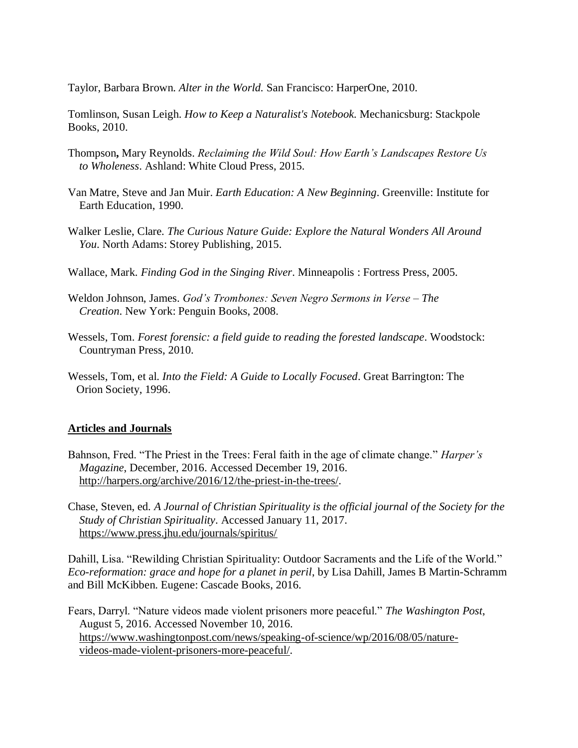Taylor, Barbara Brown. *Alter in the World.* San Francisco: HarperOne, 2010.

Tomlinson, Susan Leigh. *How to Keep a Naturalist's Notebook.* Mechanicsburg: Stackpole Books, 2010.

Thompson**,** Mary Reynolds. *Reclaiming the Wild Soul: How Earth's Landscapes Restore Us to Wholeness*. Ashland: White Cloud Press, 2015.

Van Matre, Steve and Jan Muir. *Earth Education: A New Beginning.* Greenville: Institute for Earth Education, 1990.

Walker Leslie, Clare. *The Curious Nature Guide: Explore the Natural Wonders All Around You.* North Adams: Storey Publishing, 2015.

Wallace, Mark. *Finding God in the Singing River*. Minneapolis : Fortress Press, 2005.

Weldon Johnson, James. *God's Trombones: Seven Negro Sermons in Verse – The Creation*. New York: Penguin Books, 2008.

Wessels, Tom. *Forest forensic: a field guide to reading the forested landscape*. Woodstock: Countryman Press, 2010.

Wessels, Tom, et al. *Into the Field: A Guide to Locally Focused*. Great Barrington: The Orion Society, 1996.

## Articles and Journals

Bahnson, Fred. "The Priest in the Trees: Feral faith in the age of climate change." *Harper's Magazine*, December, 2016. Accessed December 19, 2016. http://harpers.org/archive/2016/12/the-priest-in-the-trees/.

Chase, Steven, ed. *A Journal of Christian Spirituality is the official journal of the Society for the Study of Christian Spirituality*. Accessed January 11, 2017. https://www.press.jhu.edu/journals/spiritus/

Dahill, Lisa. "Rewilding Christian Spirituality: Outdoor Sacraments and the Life of the World." *Eco-reformation: grace and hope for a planet in peril*, by Lisa Dahill, James B Martin-Schramm and Bill McKibben. Eugene: Cascade Books, 2016.

Fears, Darryl. "Nature videos made violent prisoners more peaceful." *The Washington Post*, August 5, 2016. Accessed November 10, 2016. https://www.washingtonpost.com/news/speaking-of-science/wp/2016/08/05/nature-videos-made-violent-prisoners-more-peaceful/.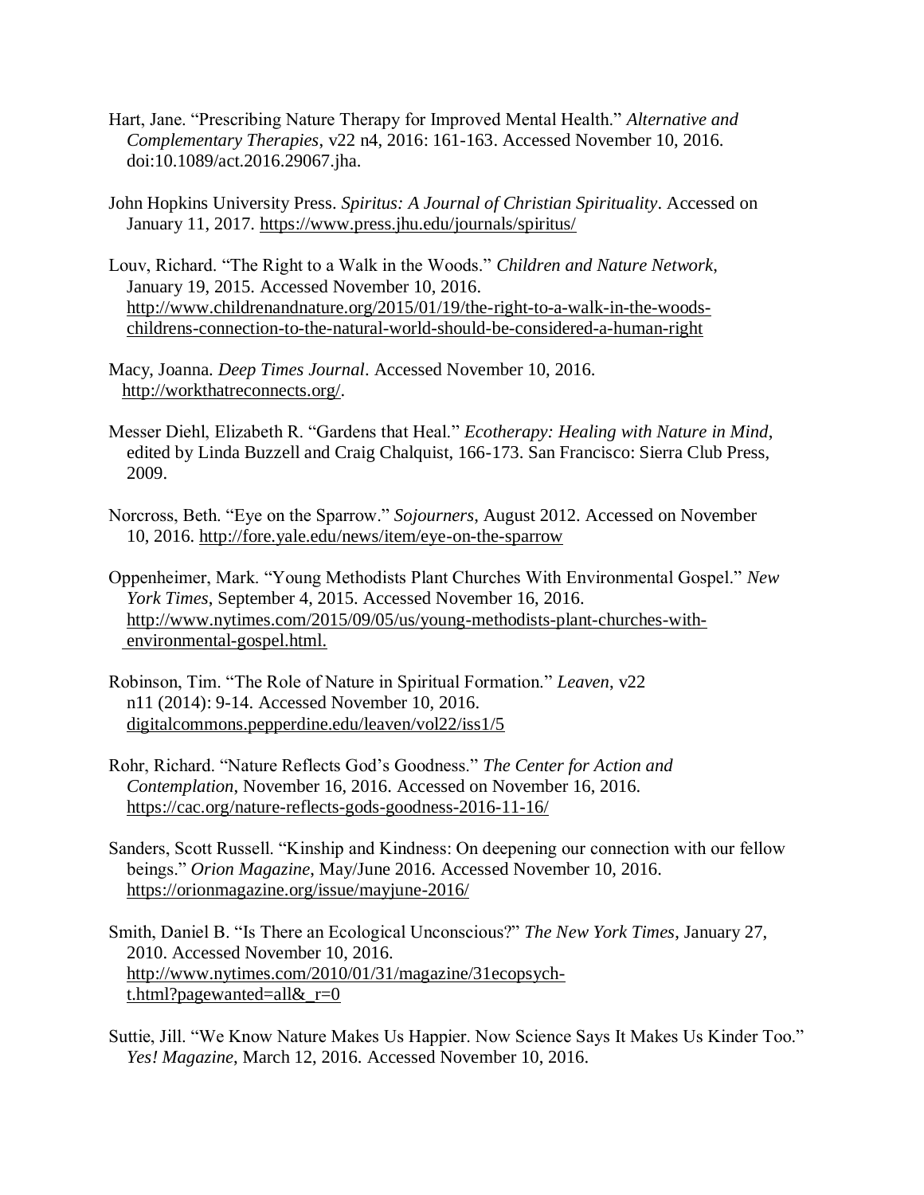Hart, Jane. “Prescribing Nature Therapy for Improved Mental Health.” *Alternative and Complementary Therapies*, v22 n4, 2016: 161-163. Accessed November 10, 2016. doi:10.1089/act.2016.29067.jha.

John Hopkins University Press. *Spiritus: A Journal of Christian Spirituality*. Accessed on January 11, 2017. https://www.press.jhu.edu/journals/spiritus/

Louv, Richard. “The Right to a Walk in the Woods.” *Children and Nature Network*, January 19, 2015. Accessed November 10, 2016. http://www.childrenandnature.org/2015/01/19/the-right-to-a-walk-in-the-woods-childrens-connection-to-the-natural-world-should-be-considered-a-human-right

Macy, Joanna. *Deep Times Journal*. Accessed November 10, 2016. http://workthatreconnects.org/.

Messer Diehl, Elizabeth R. “Gardens that Heal.” *Ecotherapy: Healing with Nature in Mind*, edited by Linda Buzzell and Craig Chalquist, 166-173. San Francisco: Sierra Club Press, 2009.

Norcross, Beth. “Eye on the Sparrow.” *Sojourners*, August 2012. Accessed on November 10, 2016. http://fore.yale.edu/news/item/eye-on-the-sparrow

Oppenheimer, Mark. “Young Methodists Plant Churches With Environmental Gospel.” *New York Times*, September 4, 2015. Accessed November 16, 2016. http://www.nytimes.com/2015/09/05/us/young-methodists-plant-churches-with-environmental-gospel.html.

Robinson, Tim. “The Role of Nature in Spiritual Formation.” *Leaven*, v22 n11 (2014): 9-14. Accessed November 10, 2016. digitalcommons.pepperdine.edu/leaven/vol22/iss1/5

Rohr, Richard. “Nature Reflects God’s Goodness.” *The Center for Action and Contemplation*, November 16, 2016. Accessed on November 16, 2016. https://cac.org/nature-reflects-gods-goodness-2016-11-16/

Sanders, Scott Russell. “Kinship and Kindness: On deepening our connection with our fellow beings.” *Orion Magazine*, May/June 2016. Accessed November 10, 2016. https://orionmagazine.org/issue/mayjune-2016/

Smith, Daniel B. “Is There an Ecological Unconscious?” *The New York Times*, January 27, 2010. Accessed November 10, 2016. http://www.nytimes.com/2010/01/31/magazine/31ecopsych-t.html?pagewanted=all&_r=0

Suttie, Jill. “We Know Nature Makes Us Happier. Now Science Says It Makes Us Kinder Too.” *Yes! Magazine*, March 12, 2016. Accessed November 10, 2016.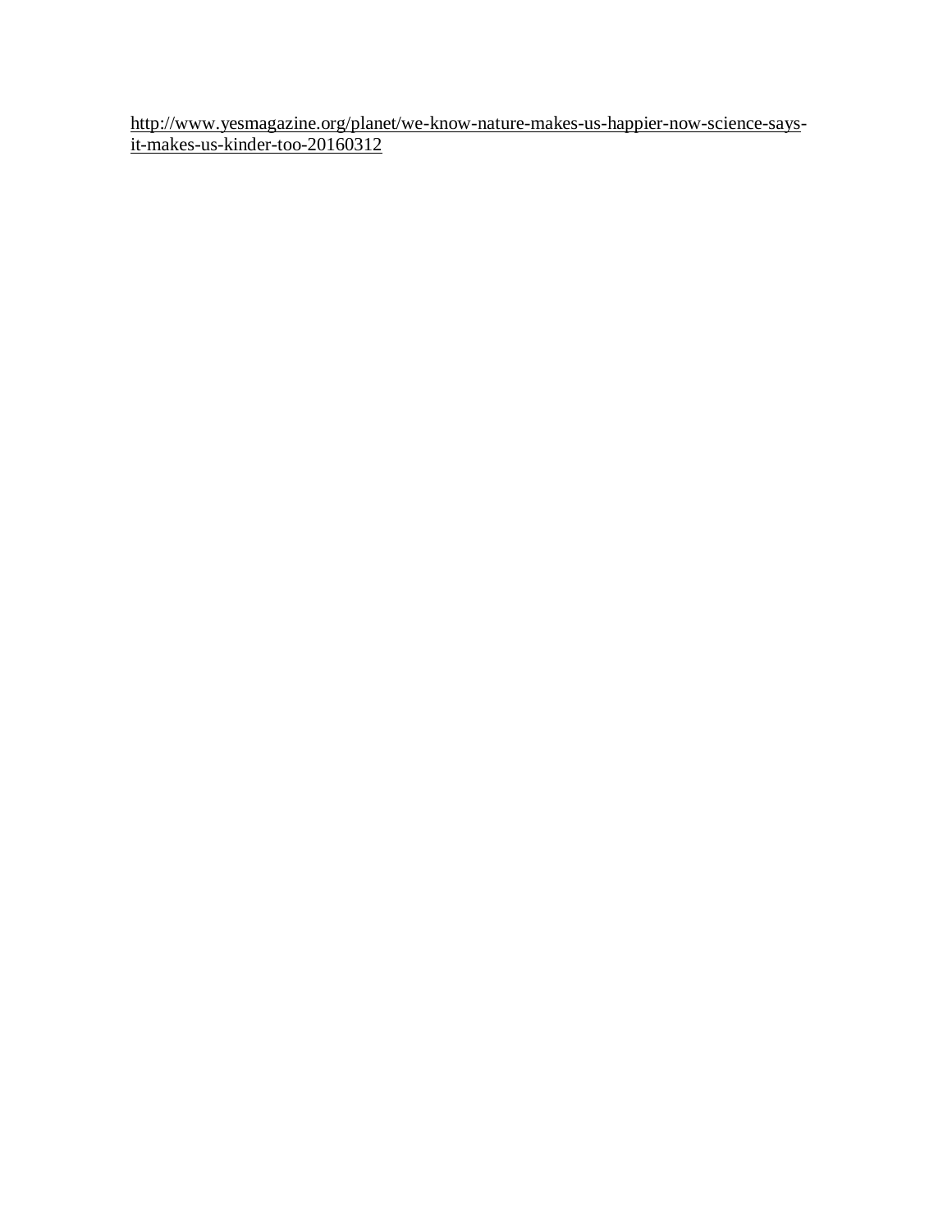http://www.yesmagazine.org/planet/we-know-nature-makes-us-happier-now-science-says-it-makes-us-kinder-too-20160312